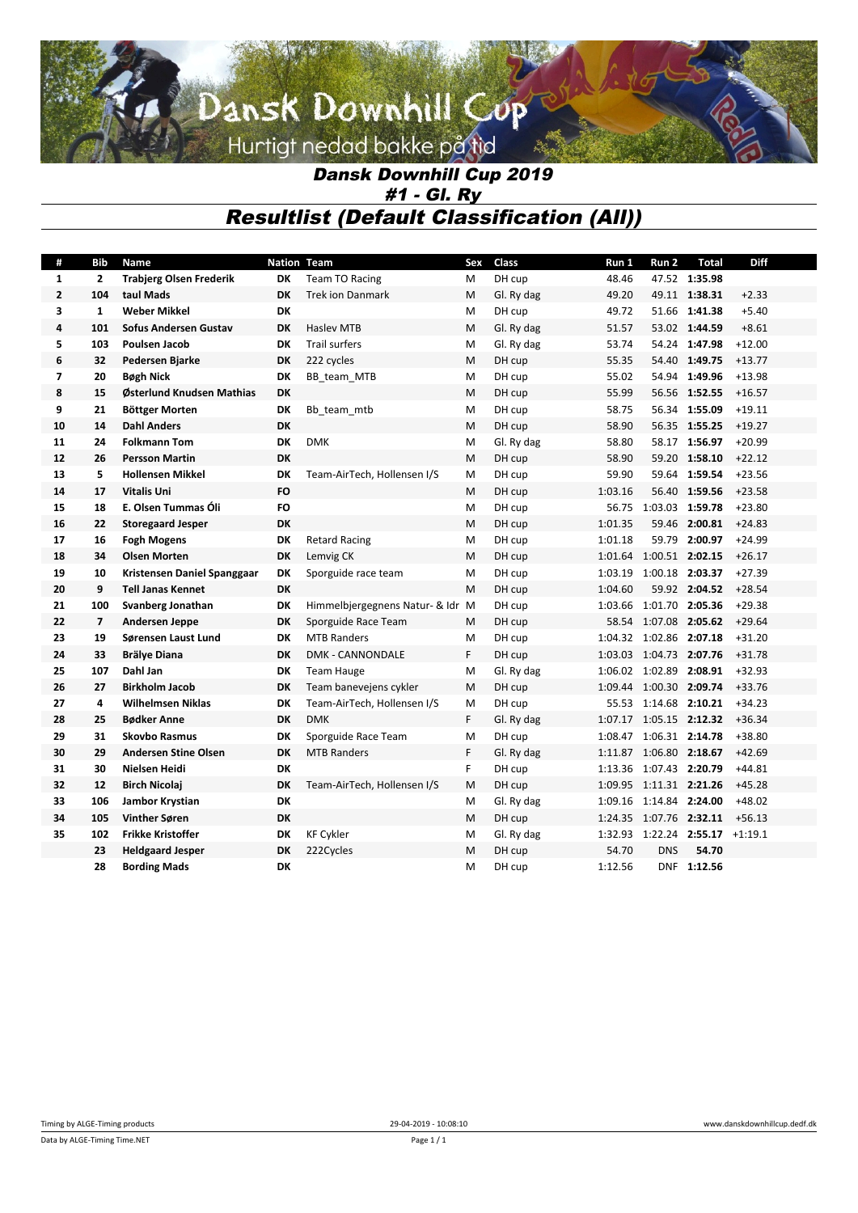# Dansk Downhill Cup 2019

## #1 - Gl. Ry

## Resultlist (Default Classification (All))

| # | Bib | Name | Nation | Team | Sex | Class | Run 1 | Run 2 | Total | Diff |
|---|---|---|---|---|---|---|---|---|---|---|
| 1 | 2 | Trabjerg Olsen Frederik | DK | Team TO Racing | M | DH cup | 48.46 | 47.52 | 1:35.98 | |
| 2 | 104 | taul Mads | DK | Trek ion Danmark | M | Gl. Ry dag | 49.20 | 49.11 | 1:38.31 | +2.33 |
| 3 | 1 | Weber Mikkel | DK | | M | DH cup | 49.72 | 51.66 | 1:41.38 | +5.40 |
| 4 | 101 | Sofus Andersen Gustav | DK | Haslev MTB | M | Gl. Ry dag | 51.57 | 53.02 | 1:44.59 | +8.61 |
| 5 | 103 | Poulsen Jacob | DK | Trail surfers | M | Gl. Ry dag | 53.74 | 54.24 | 1:47.98 | +12.00 |
| 6 | 32 | Pedersen Bjarke | DK | 222 cycles | M | DH cup | 55.35 | 54.40 | 1:49.75 | +13.77 |
| 7 | 20 | Bøgh Nick | DK | BB_team_MTB | M | DH cup | 55.02 | 54.94 | 1:49.96 | +13.98 |
| 8 | 15 | Østerlund Knudsen Mathias | DK | | M | DH cup | 55.99 | 56.56 | 1:52.55 | +16.57 |
| 9 | 21 | Böttger Morten | DK | Bb_team_mtb | M | DH cup | 58.75 | 56.34 | 1:55.09 | +19.11 |
| 10 | 14 | Dahl Anders | DK | | M | DH cup | 58.90 | 56.35 | 1:55.25 | +19.27 |
| 11 | 24 | Folkmann Tom | DK | DMK | M | Gl. Ry dag | 58.80 | 58.17 | 1:56.97 | +20.99 |
| 12 | 26 | Persson Martin | DK | | M | DH cup | 58.90 | 59.20 | 1:58.10 | +22.12 |
| 13 | 5 | Hollensen Mikkel | DK | Team-AirTech, Hollensen I/S | M | DH cup | 59.90 | 59.64 | 1:59.54 | +23.56 |
| 14 | 17 | Vitalis Uni | FO | | M | DH cup | 1:03.16 | 56.40 | 1:59.56 | +23.58 |
| 15 | 18 | E. Olsen Tummas Óli | FO | | M | DH cup | 56.75 | 1:03.03 | 1:59.78 | +23.80 |
| 16 | 22 | Storegaard Jesper | DK | | M | DH cup | 1:01.35 | 59.46 | 2:00.81 | +24.83 |
| 17 | 16 | Fogh Mogens | DK | Retard Racing | M | DH cup | 1:01.18 | 59.79 | 2:00.97 | +24.99 |
| 18 | 34 | Olsen Morten | DK | Lemvig CK | M | DH cup | 1:01.64 | 1:00.51 | 2:02.15 | +26.17 |
| 19 | 10 | Kristensen Daniel Spanggaar | DK | Sporguide race team | M | DH cup | 1:03.19 | 1:00.18 | 2:03.37 | +27.39 |
| 20 | 9 | Tell Janas Kennet | DK | | M | DH cup | 1:04.60 | 59.92 | 2:04.52 | +28.54 |
| 21 | 100 | Svanberg Jonathan | DK | Himmelbjergegnens Natur- & Idr | M | DH cup | 1:03.66 | 1:01.70 | 2:05.36 | +29.38 |
| 22 | 7 | Andersen Jeppe | DK | Sporguide Race Team | M | DH cup | 58.54 | 1:07.08 | 2:05.62 | +29.64 |
| 23 | 19 | Sørensen Laust Lund | DK | MTB Randers | M | DH cup | 1:04.32 | 1:02.86 | 2:07.18 | +31.20 |
| 24 | 33 | Brälye Diana | DK | DMK - CANNONDALE | F | DH cup | 1:03.03 | 1:04.73 | 2:07.76 | +31.78 |
| 25 | 107 | Dahl Jan | DK | Team Hauge | M | Gl. Ry dag | 1:06.02 | 1:02.89 | 2:08.91 | +32.93 |
| 26 | 27 | Birkholm Jacob | DK | Team banevejens cykler | M | DH cup | 1:09.44 | 1:00.30 | 2:09.74 | +33.76 |
| 27 | 4 | Wilhelmsen Niklas | DK | Team-AirTech, Hollensen I/S | M | DH cup | 55.53 | 1:14.68 | 2:10.21 | +34.23 |
| 28 | 25 | Bødker Anne | DK | DMK | F | Gl. Ry dag | 1:07.17 | 1:05.15 | 2:12.32 | +36.34 |
| 29 | 31 | Skovbo Rasmus | DK | Sporguide Race Team | M | DH cup | 1:08.47 | 1:06.31 | 2:14.78 | +38.80 |
| 30 | 29 | Andersen Stine Olsen | DK | MTB Randers | F | Gl. Ry dag | 1:11.87 | 1:06.80 | 2:18.67 | +42.69 |
| 31 | 30 | Nielsen Heidi | DK | | F | DH cup | 1:13.36 | 1:07.43 | 2:20.79 | +44.81 |
| 32 | 12 | Birch Nicolaj | DK | Team-AirTech, Hollensen I/S | M | DH cup | 1:09.95 | 1:11.31 | 2:21.26 | +45.28 |
| 33 | 106 | Jambor Krystian | DK | | M | Gl. Ry dag | 1:09.16 | 1:14.84 | 2:24.00 | +48.02 |
| 34 | 105 | Vinther Søren | DK | | M | DH cup | 1:24.35 | 1:07.76 | 2:32.11 | +56.13 |
| 35 | 102 | Frikke Kristoffer | DK | KF Cykler | M | Gl. Ry dag | 1:32.93 | 1:22.24 | 2:55.17 | +1:19.1 |
| | 23 | Heldgaard Jesper | DK | 222Cycles | M | DH cup | 54.70 | DNS | 54.70 | |
| | 28 | Bording Mads | DK | | M | DH cup | 1:12.56 | DNF | 1:12.56 | |

Timing by ALGE-Timing products — 29-04-2019 - 10:08:10 — www.danskdownhillcup.dedf.dk

Data by ALGE-Timing Time.NET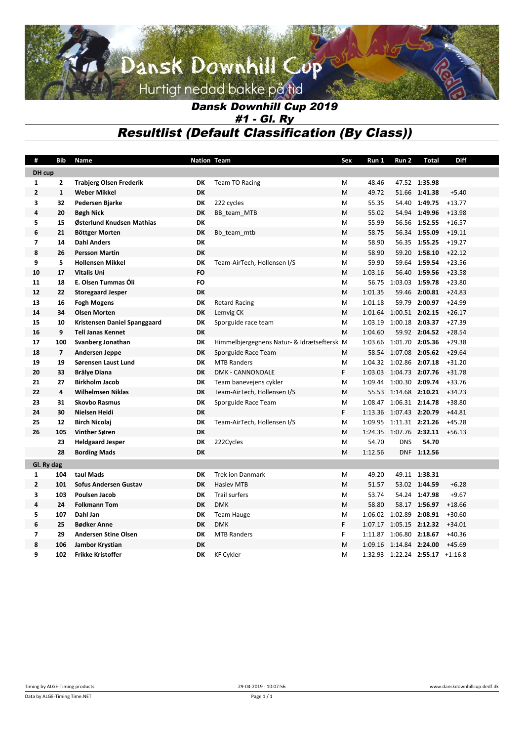# Dansk Downhill Cup

Hurtigt nedad bakke på tid

## Dansk Downhill Cup 2019

## #1 - Gl. Ry

## Resultlist (Default Classification (By Class))

| # | Bib | Name | Nation | Team | Sex | Run 1 | Run 2 | Total | Diff |
|---|---|---|---|---|---|---|---|---|---|
| **DH cup** | | | | | | | | | |
| 1 | 2 | **Trabjerg Olsen Frederik** | DK | Team TO Racing | M | 48.46 | 47.52 | **1:35.98** | |
| 2 | 1 | **Weber Mikkel** | DK | | M | 49.72 | 51.66 | **1:41.38** | +5.40 |
| 3 | 32 | **Pedersen Bjarke** | DK | 222 cycles | M | 55.35 | 54.40 | **1:49.75** | +13.77 |
| 4 | 20 | **Bøgh Nick** | DK | BB_team_MTB | M | 55.02 | 54.94 | **1:49.96** | +13.98 |
| 5 | 15 | **Østerlund Knudsen Mathias** | DK | | M | 55.99 | 56.56 | **1:52.55** | +16.57 |
| 6 | 21 | **Böttger Morten** | DK | Bb_team_mtb | M | 58.75 | 56.34 | **1:55.09** | +19.11 |
| 7 | 14 | **Dahl Anders** | DK | | M | 58.90 | 56.35 | **1:55.25** | +19.27 |
| 8 | 26 | **Persson Martin** | DK | | M | 58.90 | 59.20 | **1:58.10** | +22.12 |
| 9 | 5 | **Hollensen Mikkel** | DK | Team-AirTech, Hollensen I/S | M | 59.90 | 59.64 | **1:59.54** | +23.56 |
| 10 | 17 | **Vitalis Uni** | FO | | M | 1:03.16 | 56.40 | **1:59.56** | +23.58 |
| 11 | 18 | **E. Olsen Tummas Óli** | FO | | M | 56.75 | 1:03.03 | **1:59.78** | +23.80 |
| 12 | 22 | **Storegaard Jesper** | DK | | M | 1:01.35 | 59.46 | **2:00.81** | +24.83 |
| 13 | 16 | **Fogh Mogens** | DK | Retard Racing | M | 1:01.18 | 59.79 | **2:00.97** | +24.99 |
| 14 | 34 | **Olsen Morten** | DK | Lemvig CK | M | 1:01.64 | 1:00.51 | **2:02.15** | +26.17 |
| 15 | 10 | **Kristensen Daniel Spanggaard** | DK | Sporguide race team | M | 1:03.19 | 1:00.18 | **2:03.37** | +27.39 |
| 16 | 9 | **Tell Janas Kennet** | DK | | M | 1:04.60 | 59.92 | **2:04.52** | +28.54 |
| 17 | 100 | **Svanberg Jonathan** | DK | Himmelbjergegnens Natur- & Idrætseftersk | M | 1:03.66 | 1:01.70 | **2:05.36** | +29.38 |
| 18 | 7 | **Andersen Jeppe** | DK | Sporguide Race Team | M | 58.54 | 1:07.08 | **2:05.62** | +29.64 |
| 19 | 19 | **Sørensen Laust Lund** | DK | MTB Randers | M | 1:04.32 | 1:02.86 | **2:07.18** | +31.20 |
| 20 | 33 | **Brälye Diana** | DK | DMK - CANNONDALE | F | 1:03.03 | 1:04.73 | **2:07.76** | +31.78 |
| 21 | 27 | **Birkholm Jacob** | DK | Team banevejens cykler | M | 1:09.44 | 1:00.30 | **2:09.74** | +33.76 |
| 22 | 4 | **Wilhelmsen Niklas** | DK | Team-AirTech, Hollensen I/S | M | 55.53 | 1:14.68 | **2:10.21** | +34.23 |
| 23 | 31 | **Skovbo Rasmus** | DK | Sporguide Race Team | M | 1:08.47 | 1:06.31 | **2:14.78** | +38.80 |
| 24 | 30 | **Nielsen Heidi** | DK | | F | 1:13.36 | 1:07.43 | **2:20.79** | +44.81 |
| 25 | 12 | **Birch Nicolaj** | DK | Team-AirTech, Hollensen I/S | M | 1:09.95 | 1:11.31 | **2:21.26** | +45.28 |
| 26 | 105 | **Vinther Søren** | DK | | M | 1:24.35 | 1:07.76 | **2:32.11** | +56.13 |
| | 23 | **Heldgaard Jesper** | DK | 222Cycles | M | 54.70 | DNS | **54.70** | |
| | 28 | **Bording Mads** | DK | | M | 1:12.56 | DNF | **1:12.56** | |
| **Gl. Ry dag** | | | | | | | | | |
| 1 | 104 | **taul Mads** | DK | Trek ion Danmark | M | 49.20 | 49.11 | **1:38.31** | |
| 2 | 101 | **Sofus Andersen Gustav** | DK | Haslev MTB | M | 51.57 | 53.02 | **1:44.59** | +6.28 |
| 3 | 103 | **Poulsen Jacob** | DK | Trail surfers | M | 53.74 | 54.24 | **1:47.98** | +9.67 |
| 4 | 24 | **Folkmann Tom** | DK | DMK | M | 58.80 | 58.17 | **1:56.97** | +18.66 |
| 5 | 107 | **Dahl Jan** | DK | Team Hauge | M | 1:06.02 | 1:02.89 | **2:08.91** | +30.60 |
| 6 | 25 | **Bødker Anne** | DK | DMK | F | 1:07.17 | 1:05.15 | **2:12.32** | +34.01 |
| 7 | 29 | **Andersen Stine Olsen** | DK | MTB Randers | F | 1:11.87 | 1:06.80 | **2:18.67** | +40.36 |
| 8 | 106 | **Jambor Krystian** | DK | | M | 1:09.16 | 1:14.84 | **2:24.00** | +45.69 |
| 9 | 102 | **Frikke Kristoffer** | DK | KF Cykler | M | 1:32.93 | 1:22.24 | **2:55.17** | +1:16.8 |

Timing by ALGE-Timing products | 29-04-2019 - 10:07:56 | www.danskdownhillcup.dedf.dk

Data by ALGE-Timing Time.NET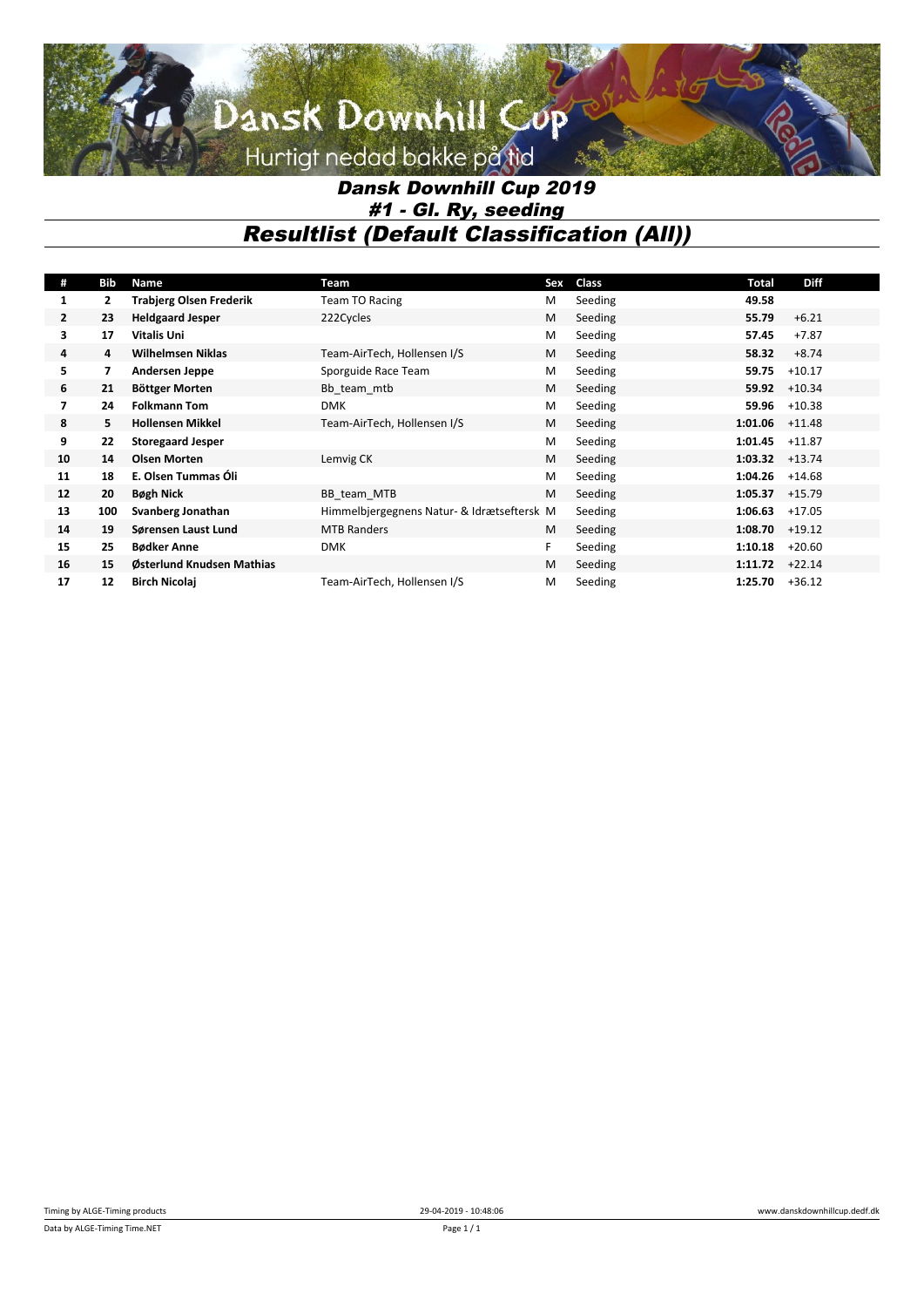Dansk Downhill Cup

Hurtigt nedad bakke på tid

## Dansk Downhill Cup 2019

## #1 - Gl. Ry, seeding

# Resultlist (Default Classification (All))

| # | Bib | Name | Team | Sex | Class | Total | Diff |
|---|---|---|---|---|---|---|---|
| 1 | 2 | **Trabjerg Olsen Frederik** | Team TO Racing | M | Seeding | **49.58** | |
| 2 | 23 | **Heldgaard Jesper** | 222Cycles | M | Seeding | **55.79** | +6.21 |
| 3 | 17 | **Vitalis Uni** | | M | Seeding | **57.45** | +7.87 |
| 4 | 4 | **Wilhelmsen Niklas** | Team-AirTech, Hollensen I/S | M | Seeding | **58.32** | +8.74 |
| 5 | 7 | **Andersen Jeppe** | Sporguide Race Team | M | Seeding | **59.75** | +10.17 |
| 6 | 21 | **Böttger Morten** | Bb_team_mtb | M | Seeding | **59.92** | +10.34 |
| 7 | 24 | **Folkmann Tom** | DMK | M | Seeding | **59.96** | +10.38 |
| 8 | 5 | **Hollensen Mikkel** | Team-AirTech, Hollensen I/S | M | Seeding | **1:01.06** | +11.48 |
| 9 | 22 | **Storegaard Jesper** | | M | Seeding | **1:01.45** | +11.87 |
| 10 | 14 | **Olsen Morten** | Lemvig CK | M | Seeding | **1:03.32** | +13.74 |
| 11 | 18 | **E. Olsen Tummas Óli** | | M | Seeding | **1:04.26** | +14.68 |
| 12 | 20 | **Bøgh Nick** | BB_team_MTB | M | Seeding | **1:05.37** | +15.79 |
| 13 | 100 | **Svanberg Jonathan** | Himmelbjergegnens Natur- & Idrætseftersk | M | Seeding | **1:06.63** | +17.05 |
| 14 | 19 | **Sørensen Laust Lund** | MTB Randers | M | Seeding | **1:08.70** | +19.12 |
| 15 | 25 | **Bødker Anne** | DMK | F | Seeding | **1:10.18** | +20.60 |
| 16 | 15 | **Østerlund Knudsen Mathias** | | M | Seeding | **1:11.72** | +22.14 |
| 17 | 12 | **Birch Nicolaj** | Team-AirTech, Hollensen I/S | M | Seeding | **1:25.70** | +36.12 |

Timing by ALGE-Timing products 29-04-2019 - 10:48:06 www.danskdownhillcup.dedf.dk

Data by ALGE-Timing Time.NET